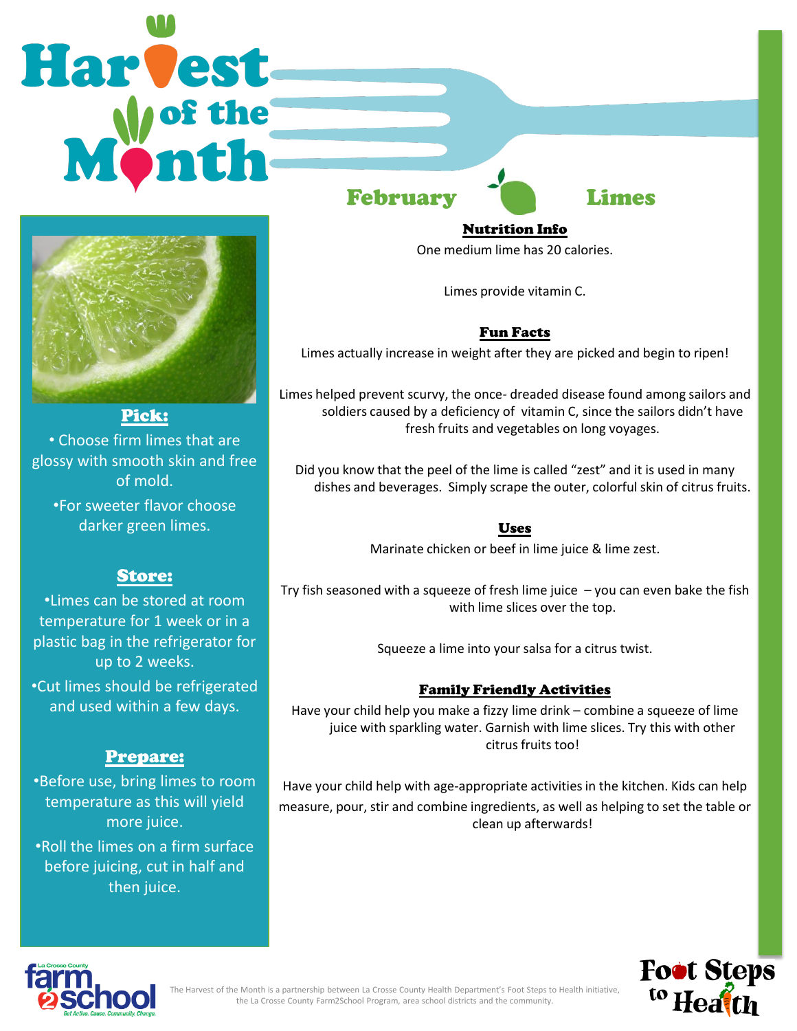# Harvest of the Month

## February — Limes

### Pick:

- Choose firm limes that are glossy with smooth skin and free of mold.
- For sweeter flavor choose darker green limes.

### Store:

- Limes can be stored at room temperature for 1 week or in a plastic bag in the refrigerator for up to 2 weeks.
- Cut limes should be refrigerated and used within a few days.

### Prepare:

- Before use, bring limes to room temperature as this will yield more juice.
- Roll the limes on a firm surface before juicing, cut in half and then juice.

### Nutrition Info

One medium lime has 20 calories.

Limes provide vitamin C.

### Fun Facts

Limes actually increase in weight after they are picked and begin to ripen!

Limes helped prevent scurvy, the once- dreaded disease found among sailors and soldiers caused by a deficiency of vitamin C, since the sailors didn't have fresh fruits and vegetables on long voyages.

Did you know that the peel of the lime is called "zest" and it is used in many dishes and beverages. Simply scrape the outer, colorful skin of citrus fruits.

### Uses

Marinate chicken or beef in lime juice & lime zest.

Try fish seasoned with a squeeze of fresh lime juice – you can even bake the fish with lime slices over the top.

Squeeze a lime into your salsa for a citrus twist.

### Family Friendly Activities

Have your child help you make a fizzy lime drink – combine a squeeze of lime juice with sparkling water. Garnish with lime slices. Try this with other citrus fruits too!

Have your child help with age-appropriate activities in the kitchen. Kids can help measure, pour, stir and combine ingredients, as well as helping to set the table or clean up afterwards!

La Crosse County farm 2 school — Get Active. Cause. Community. Change.

The Harvest of the Month is a partnership between La Crosse County Health Department's Foot Steps to Health initiative, the La Crosse County Farm2School Program, area school districts and the community.

Foot Steps to Health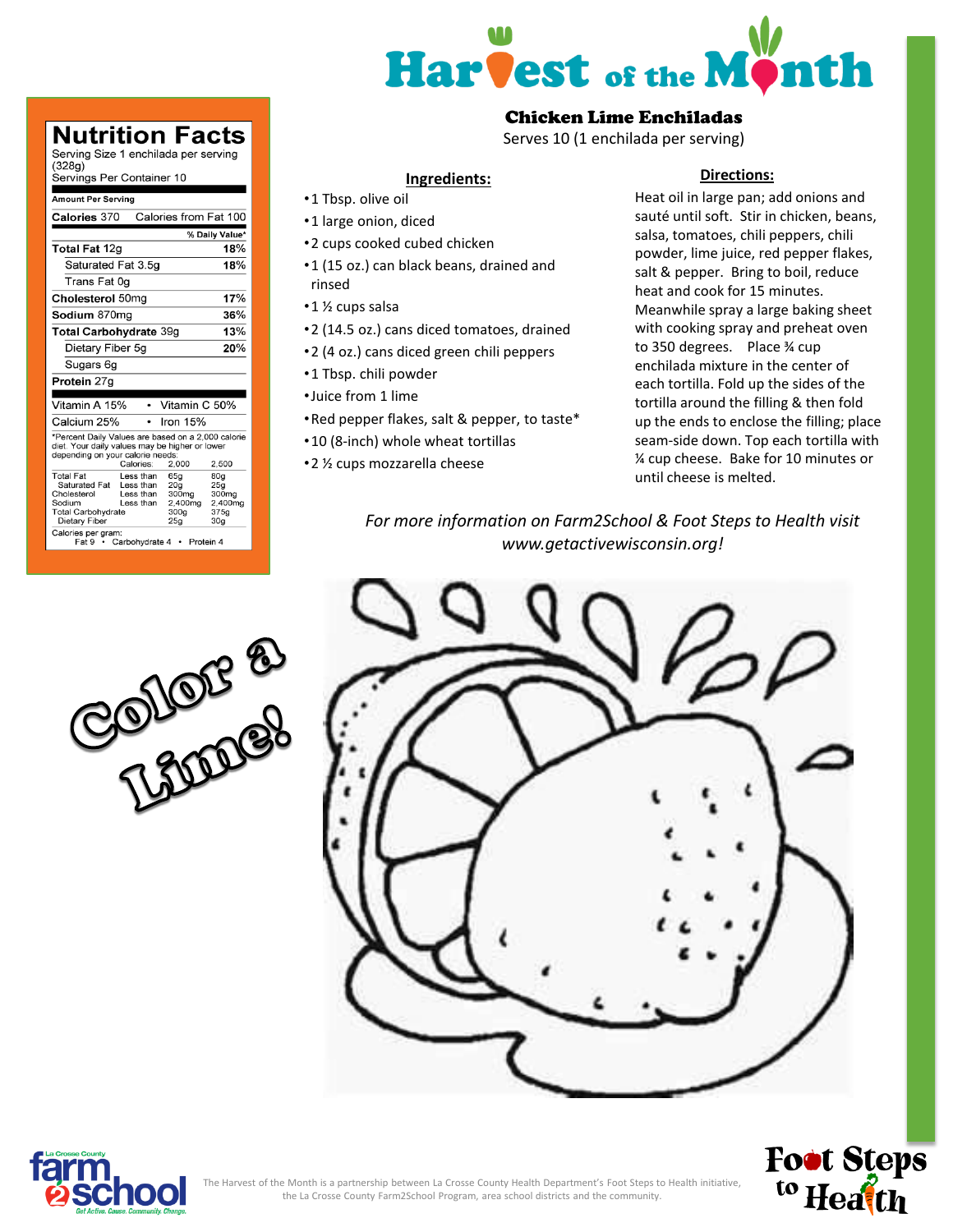# Harvest of the Month

## Chicken Lime Enchiladas

Serves 10 (1 enchilada per serving)

**Nutrition Facts**

Serving Size 1 enchilada per serving (328g)
Servings Per Container 10

| Amount Per Serving | |
|---|---|
| Calories 370 | Calories from Fat 100 |
| | % Daily Value* |
| **Total Fat** 12g | 18% |
| Saturated Fat 3.5g | 18% |
| Trans Fat 0g | |
| **Cholesterol** 50mg | 17% |
| **Sodium** 870mg | 36% |
| **Total Carbohydrate** 39g | 13% |
| Dietary Fiber 5g | 20% |
| Sugars 6g | |
| **Protein** 27g | |

| | |
|---|---|
| Vitamin A 15% | Vitamin C 50% |
| Calcium 25% | Iron 15% |

*Percent Daily Values are based on a 2,000 calorie diet. Your daily values may be higher or lower depending on your calorie needs:

| | | Calories: 2,000 | 2,500 |
|---|---|---|---|
| Total Fat | Less than | 65g | 80g |
| Saturated Fat | Less than | 20g | 25g |
| Cholesterol | Less than | 300mg | 300mg |
| Sodium | Less than | 2,400mg | 2,400mg |
| Total Carbohydrate | | 300g | 375g |
| Dietary Fiber | | 25g | 30g |

Calories per gram:
Fat 9 • Carbohydrate 4 • Protein 4

### Ingredients:

- 1 Tbsp. olive oil
- 1 large onion, diced
- 2 cups cooked cubed chicken
- 1 (15 oz.) can black beans, drained and rinsed
- 1 ½ cups salsa
- 2 (14.5 oz.) cans diced tomatoes, drained
- 2 (4 oz.) cans diced green chili peppers
- 1 Tbsp. chili powder
- Juice from 1 lime
- Red pepper flakes, salt & pepper, to taste*
- 10 (8-inch) whole wheat tortillas
- 2 ½ cups mozzarella cheese

### Directions:

Heat oil in large pan; add onions and sauté until soft. Stir in chicken, beans, salsa, tomatoes, chili peppers, chili powder, lime juice, red pepper flakes, salt & pepper. Bring to boil, reduce heat and cook for 15 minutes. Meanwhile spray a large baking sheet with cooking spray and preheat oven to 350 degrees. Place ¾ cup enchilada mixture in the center of each tortilla. Fold up the sides of the tortilla around the filling & then fold up the ends to enclose the filling; place seam-side down. Top each tortilla with ¼ cup cheese. Bake for 10 minutes or until cheese is melted.

*For more information on Farm2School & Foot Steps to Health visit www.getactivewisconsin.org!*

Color a Lime!

The Harvest of the Month is a partnership between La Crosse County Health Department's Foot Steps to Health initiative, the La Crosse County Farm2School Program, area school districts and the community.